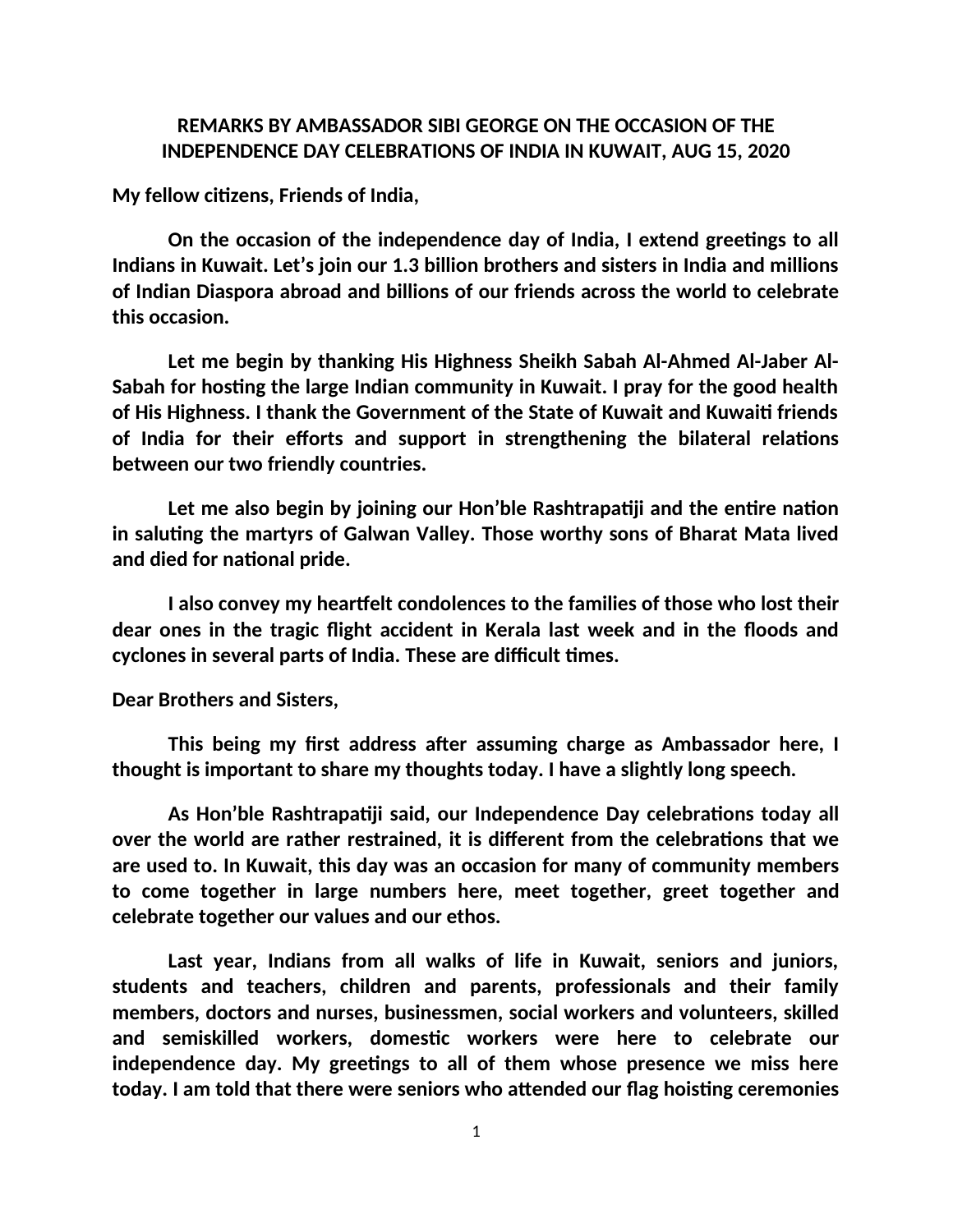**REMARKS BY AMBASSADOR SIBI GEORGE ON THE OCCASION OF THE INDEPENDENCE DAY CELEBRATIONS OF INDIA IN KUWAIT, AUG 15, 2020**

**My fellow citizens, Friends of India,**

**On the occasion of the independence day of India, I extend greetings to all Indians in Kuwait. Let's join our 1.3 billion brothers and sisters in India and millions of Indian Diaspora abroad and billions of our friends across the world to celebrate this occasion.**

**Let me begin by thanking His Highness Sheikh Sabah Al-Ahmed Al-Jaber Al-Sabah for hosting the large Indian community in Kuwait. I pray for the good health of His Highness. I thank the Government of the State of Kuwait and Kuwaiti friends of India for their efforts and support in strengthening the bilateral relations between our two friendly countries.**

**Let me also begin by joining our Hon'ble Rashtrapatiji and the entire nation in saluting the martyrs of Galwan Valley. Those worthy sons of Bharat Mata lived and died for national pride.**

**I also convey my heartfelt condolences to the families of those who lost their dear ones in the tragic flight accident in Kerala last week and in the floods and cyclones in several parts of India. These are difficult times.**

**Dear Brothers and Sisters,**

**This being my first address after assuming charge as Ambassador here, I thought is important to share my thoughts today. I have a slightly long speech.**

**As Hon'ble Rashtrapatiji said, our Independence Day celebrations today all over the world are rather restrained, it is different from the celebrations that we are used to. In Kuwait, this day was an occasion for many of community members to come together in large numbers here, meet together, greet together and celebrate together our values and our ethos.**

**Last year, Indians from all walks of life in Kuwait, seniors and juniors, students and teachers, children and parents, professionals and their family members, doctors and nurses, businessmen, social workers and volunteers, skilled and semiskilled workers, domestic workers were here to celebrate our independence day. My greetings to all of them whose presence we miss here today. I am told that there were seniors who attended our flag hoisting ceremonies**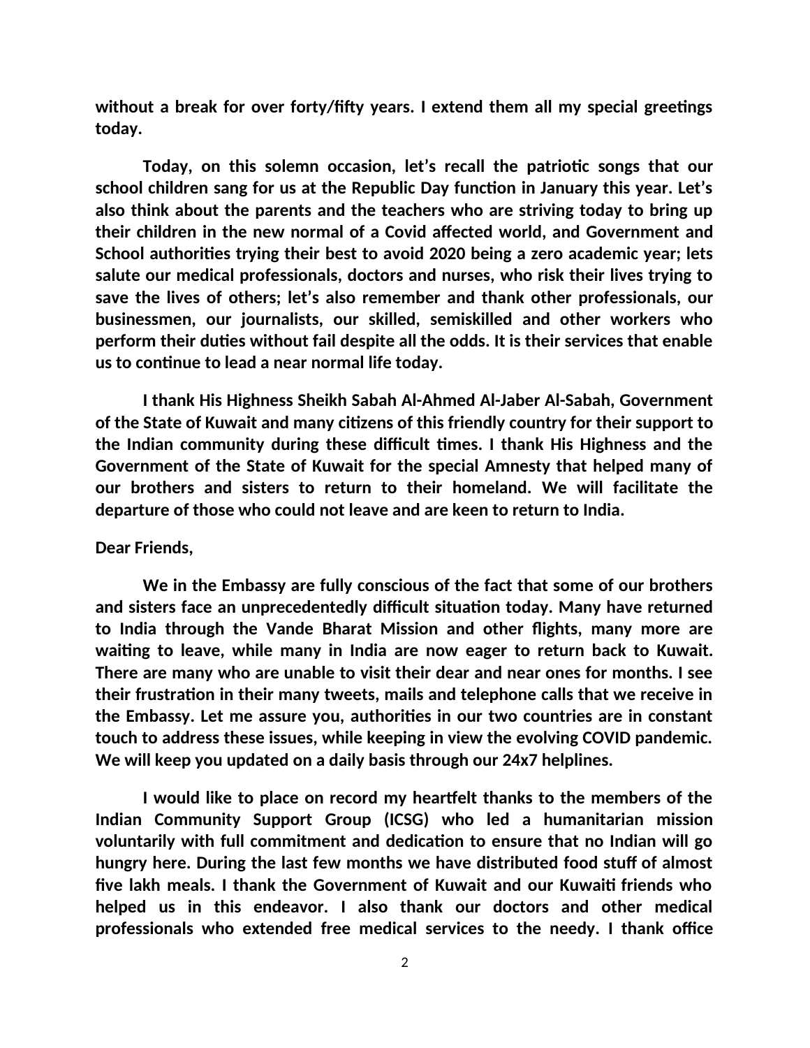**without a break for over forty/fifty years. I extend them all my special greetings today.**

**Today, on this solemn occasion, let's recall the patriotic songs that our school children sang for us at the Republic Day function in January this year. Let's also think about the parents and the teachers who are striving today to bring up their children in the new normal of a Covid affected world, and Government and School authorities trying their best to avoid 2020 being a zero academic year; lets salute our medical professionals, doctors and nurses, who risk their lives trying to save the lives of others; let's also remember and thank other professionals, our businessmen, our journalists, our skilled, semiskilled and other workers who perform their duties without fail despite all the odds. It is their services that enable us to continue to lead a near normal life today.**

**I thank His Highness Sheikh Sabah Al-Ahmed Al-Jaber Al-Sabah, Government of the State of Kuwait and many citizens of this friendly country for their support to the Indian community during these difficult times. I thank His Highness and the Government of the State of Kuwait for the special Amnesty that helped many of our brothers and sisters to return to their homeland. We will facilitate the departure of those who could not leave and are keen to return to India.**

**Dear Friends,**

**We in the Embassy are fully conscious of the fact that some of our brothers and sisters face an unprecedentedly difficult situation today. Many have returned to India through the Vande Bharat Mission and other flights, many more are waiting to leave, while many in India are now eager to return back to Kuwait. There are many who are unable to visit their dear and near ones for months. I see their frustration in their many tweets, mails and telephone calls that we receive in the Embassy. Let me assure you, authorities in our two countries are in constant touch to address these issues, while keeping in view the evolving COVID pandemic. We will keep you updated on a daily basis through our 24x7 helplines.**

**I would like to place on record my heartfelt thanks to the members of the Indian Community Support Group (ICSG) who led a humanitarian mission voluntarily with full commitment and dedication to ensure that no Indian will go hungry here. During the last few months we have distributed food stuff of almost five lakh meals. I thank the Government of Kuwait and our Kuwaiti friends who helped us in this endeavor. I also thank our doctors and other medical professionals who extended free medical services to the needy. I thank office**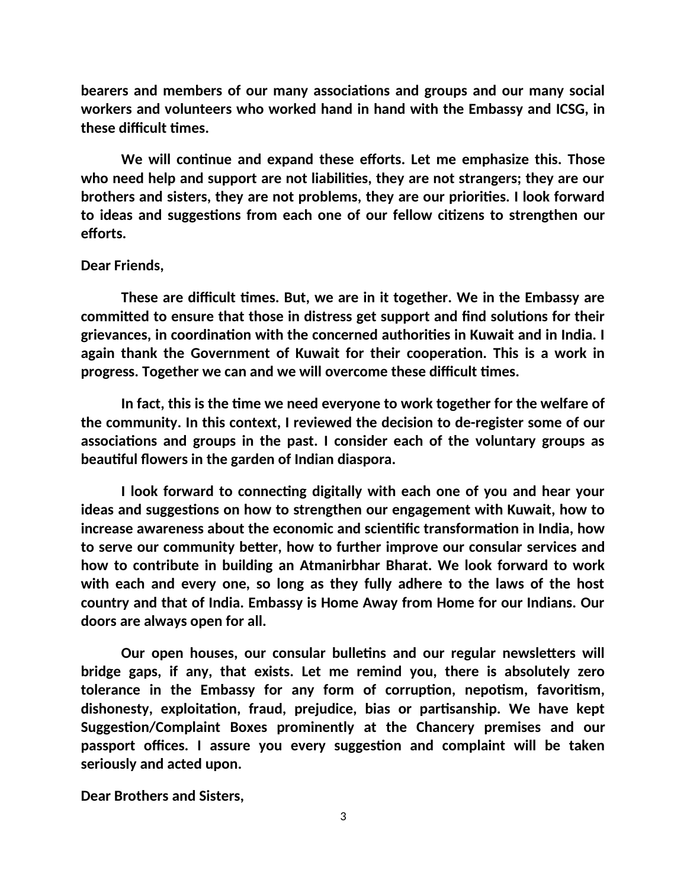**bearers and members of our many associations and groups and our many social workers and volunteers who worked hand in hand with the Embassy and ICSG, in these difficult times.**

**We will continue and expand these efforts. Let me emphasize this. Those who need help and support are not liabilities, they are not strangers; they are our brothers and sisters, they are not problems, they are our priorities. I look forward to ideas and suggestions from each one of our fellow citizens to strengthen our efforts.**

**Dear Friends,**

**These are difficult times. But, we are in it together. We in the Embassy are committed to ensure that those in distress get support and find solutions for their grievances, in coordination with the concerned authorities in Kuwait and in India. I again thank the Government of Kuwait for their cooperation. This is a work in progress. Together we can and we will overcome these difficult times.**

**In fact, this is the time we need everyone to work together for the welfare of the community. In this context, I reviewed the decision to de-register some of our associations and groups in the past. I consider each of the voluntary groups as beautiful flowers in the garden of Indian diaspora.**

**I look forward to connecting digitally with each one of you and hear your ideas and suggestions on how to strengthen our engagement with Kuwait, how to increase awareness about the economic and scientific transformation in India, how to serve our community better, how to further improve our consular services and how to contribute in building an Atmanirbhar Bharat. We look forward to work with each and every one, so long as they fully adhere to the laws of the host country and that of India. Embassy is Home Away from Home for our Indians. Our doors are always open for all.**

**Our open houses, our consular bulletins and our regular newsletters will bridge gaps, if any, that exists. Let me remind you, there is absolutely zero tolerance in the Embassy for any form of corruption, nepotism, favoritism, dishonesty, exploitation, fraud, prejudice, bias or partisanship. We have kept Suggestion/Complaint Boxes prominently at the Chancery premises and our passport offices. I assure you every suggestion and complaint will be taken seriously and acted upon.**

**Dear Brothers and Sisters,**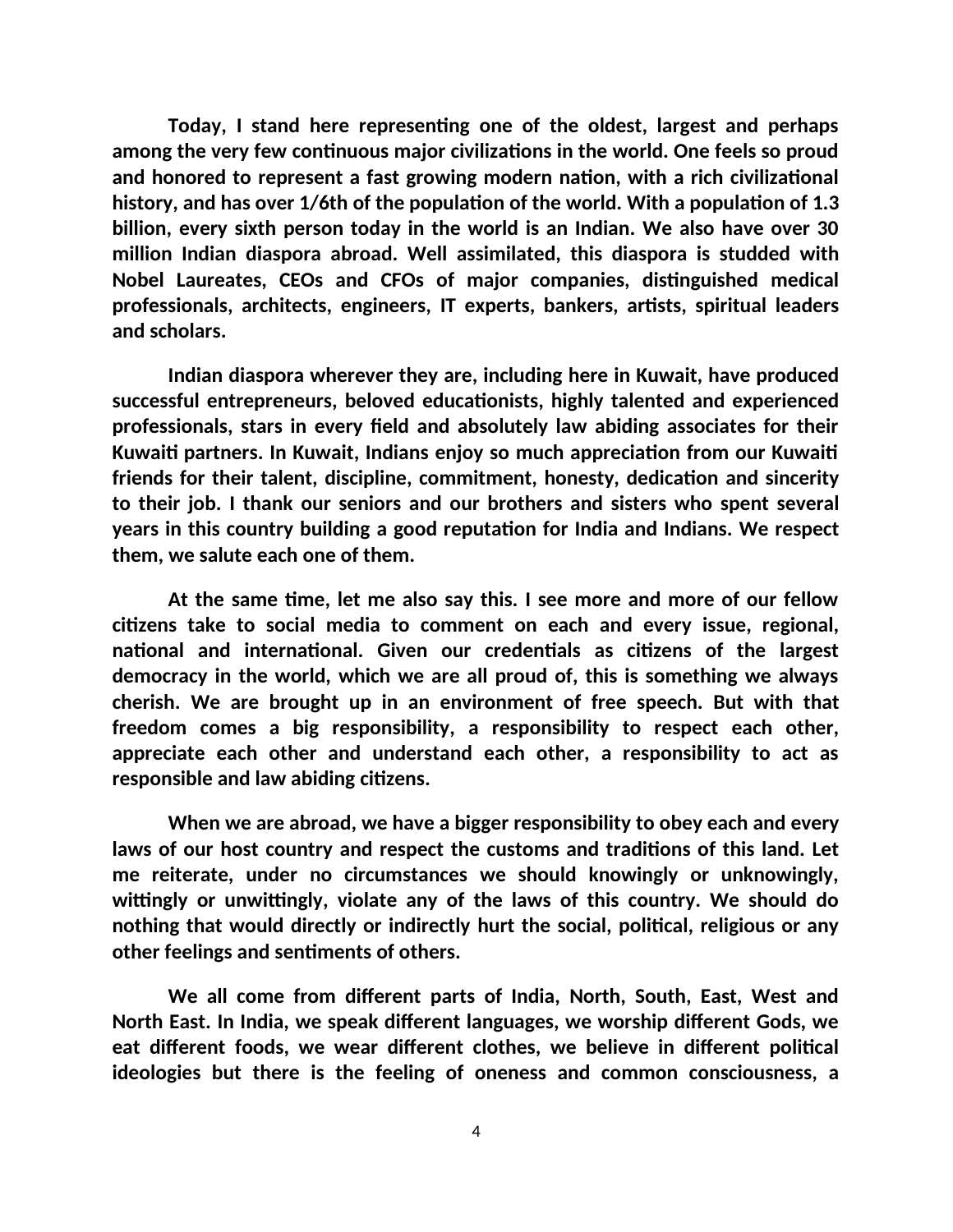**Today, I stand here representing one of the oldest, largest and perhaps among the very few continuous major civilizations in the world. One feels so proud and honored to represent a fast growing modern nation, with a rich civilizational history, and has over 1/6th of the population of the world. With a population of 1.3 billion, every sixth person today in the world is an Indian. We also have over 30 million Indian diaspora abroad. Well assimilated, this diaspora is studded with Nobel Laureates, CEOs and CFOs of major companies, distinguished medical professionals, architects, engineers, IT experts, bankers, artists, spiritual leaders and scholars.**

**Indian diaspora wherever they are, including here in Kuwait, have produced successful entrepreneurs, beloved educationists, highly talented and experienced professionals, stars in every field and absolutely law abiding associates for their Kuwaiti partners. In Kuwait, Indians enjoy so much appreciation from our Kuwaiti friends for their talent, discipline, commitment, honesty, dedication and sincerity to their job. I thank our seniors and our brothers and sisters who spent several years in this country building a good reputation for India and Indians. We respect them, we salute each one of them.**

**At the same time, let me also say this. I see more and more of our fellow citizens take to social media to comment on each and every issue, regional, national and international. Given our credentials as citizens of the largest democracy in the world, which we are all proud of, this is something we always cherish. We are brought up in an environment of free speech. But with that freedom comes a big responsibility, a responsibility to respect each other, appreciate each other and understand each other, a responsibility to act as responsible and law abiding citizens.**

**When we are abroad, we have a bigger responsibility to obey each and every laws of our host country and respect the customs and traditions of this land. Let me reiterate, under no circumstances we should knowingly or unknowingly, wittingly or unwittingly, violate any of the laws of this country. We should do nothing that would directly or indirectly hurt the social, political, religious or any other feelings and sentiments of others.**

**We all come from different parts of India, North, South, East, West and North East. In India, we speak different languages, we worship different Gods, we eat different foods, we wear different clothes, we believe in different political ideologies but there is the feeling of oneness and common consciousness, a**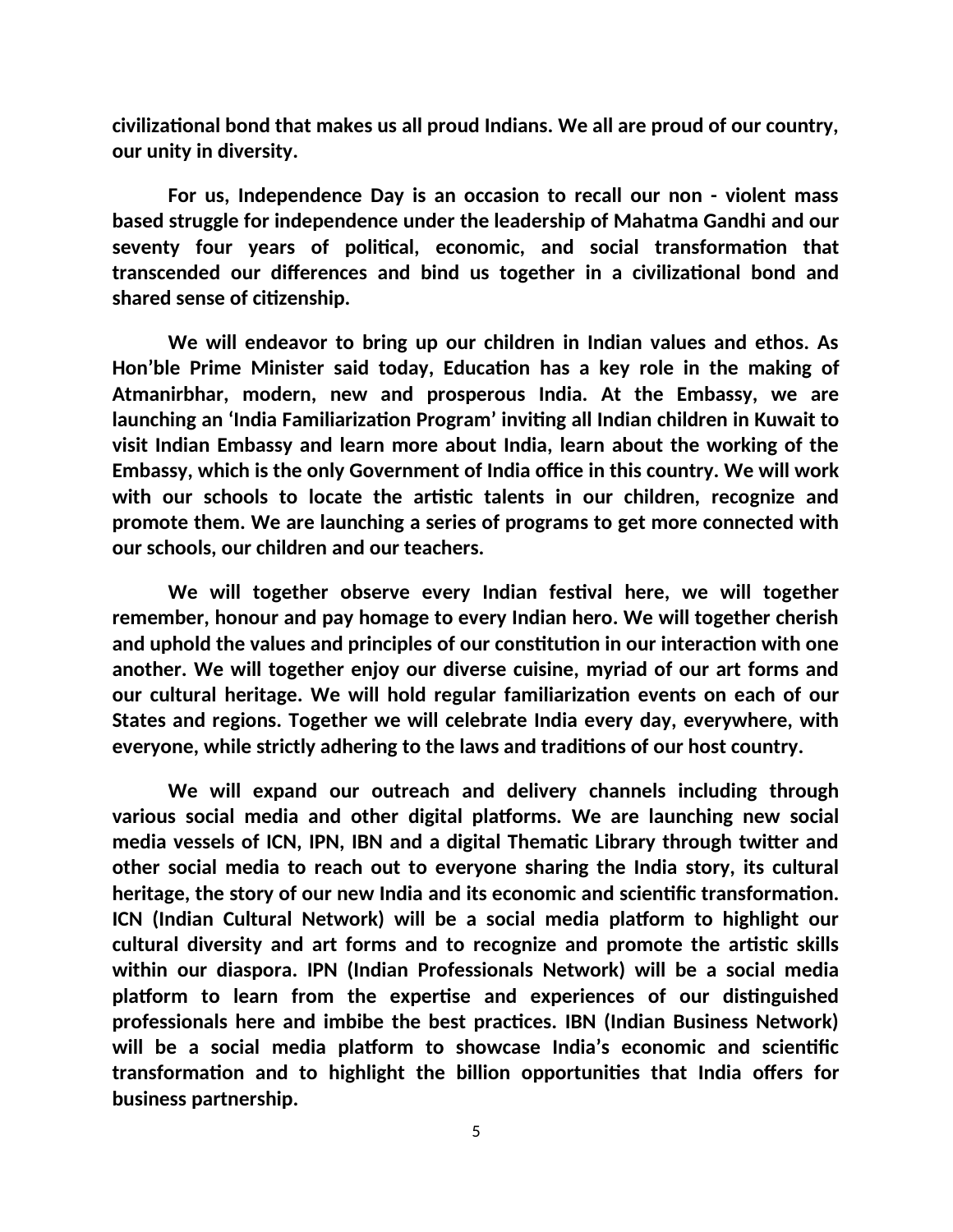**civilizational bond that makes us all proud Indians. We all are proud of our country, our unity in diversity.**

**For us, Independence Day is an occasion to recall our non - violent mass based struggle for independence under the leadership of Mahatma Gandhi and our seventy four years of political, economic, and social transformation that transcended our differences and bind us together in a civilizational bond and shared sense of citizenship.**

**We will endeavor to bring up our children in Indian values and ethos. As Hon'ble Prime Minister said today, Education has a key role in the making of Atmanirbhar, modern, new and prosperous India. At the Embassy, we are launching an 'India Familiarization Program' inviting all Indian children in Kuwait to visit Indian Embassy and learn more about India, learn about the working of the Embassy, which is the only Government of India office in this country. We will work with our schools to locate the artistic talents in our children, recognize and promote them. We are launching a series of programs to get more connected with our schools, our children and our teachers.**

**We will together observe every Indian festival here, we will together remember, honour and pay homage to every Indian hero. We will together cherish and uphold the values and principles of our constitution in our interaction with one another. We will together enjoy our diverse cuisine, myriad of our art forms and our cultural heritage. We will hold regular familiarization events on each of our States and regions. Together we will celebrate India every day, everywhere, with everyone, while strictly adhering to the laws and traditions of our host country.**

**We will expand our outreach and delivery channels including through various social media and other digital platforms. We are launching new social media vessels of ICN, IPN, IBN and a digital Thematic Library through twitter and other social media to reach out to everyone sharing the India story, its cultural heritage, the story of our new India and its economic and scientific transformation. ICN (Indian Cultural Network) will be a social media platform to highlight our cultural diversity and art forms and to recognize and promote the artistic skills within our diaspora. IPN (Indian Professionals Network) will be a social media platform to learn from the expertise and experiences of our distinguished professionals here and imbibe the best practices. IBN (Indian Business Network) will be a social media platform to showcase India's economic and scientific transformation and to highlight the billion opportunities that India offers for business partnership.**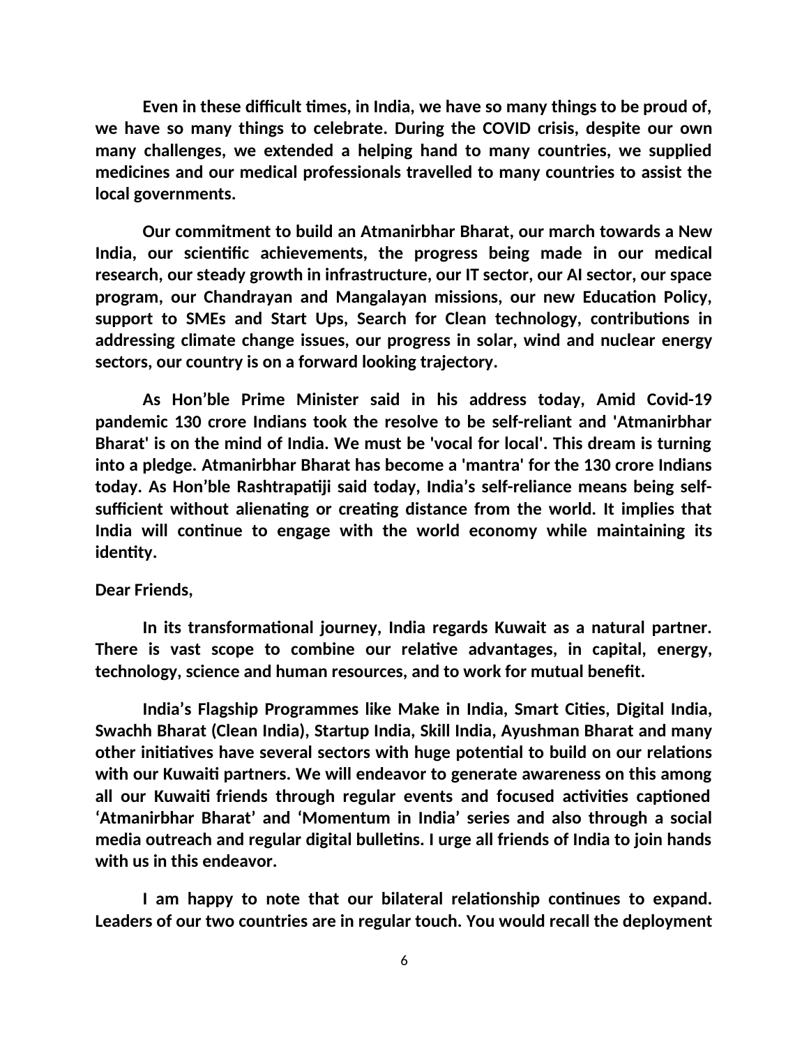**Even in these difficult times, in India, we have so many things to be proud of, we have so many things to celebrate. During the COVID crisis, despite our own many challenges, we extended a helping hand to many countries, we supplied medicines and our medical professionals travelled to many countries to assist the local governments.**

**Our commitment to build an Atmanirbhar Bharat, our march towards a New India, our scientific achievements, the progress being made in our medical research, our steady growth in infrastructure, our IT sector, our AI sector, our space program, our Chandrayan and Mangalayan missions, our new Education Policy, support to SMEs and Start Ups, Search for Clean technology, contributions in addressing climate change issues, our progress in solar, wind and nuclear energy sectors, our country is on a forward looking trajectory.**

**As Hon'ble Prime Minister said in his address today, Amid Covid-19 pandemic 130 crore Indians took the resolve to be self-reliant and 'Atmanirbhar Bharat' is on the mind of India. We must be 'vocal for local'. This dream is turning into a pledge. Atmanirbhar Bharat has become a 'mantra' for the 130 crore Indians today. As Hon'ble Rashtrapatiji said today, India's self-reliance means being self-sufficient without alienating or creating distance from the world. It implies that India will continue to engage with the world economy while maintaining its identity.**

**Dear Friends,**

**In its transformational journey, India regards Kuwait as a natural partner. There is vast scope to combine our relative advantages, in capital, energy, technology, science and human resources, and to work for mutual benefit.**

**India's Flagship Programmes like Make in India, Smart Cities, Digital India, Swachh Bharat (Clean India), Startup India, Skill India, Ayushman Bharat and many other initiatives have several sectors with huge potential to build on our relations with our Kuwaiti partners. We will endeavor to generate awareness on this among all our Kuwaiti friends through regular events and focused activities captioned 'Atmanirbhar Bharat' and 'Momentum in India' series and also through a social media outreach and regular digital bulletins. I urge all friends of India to join hands with us in this endeavor.**

**I am happy to note that our bilateral relationship continues to expand. Leaders of our two countries are in regular touch. You would recall the deployment**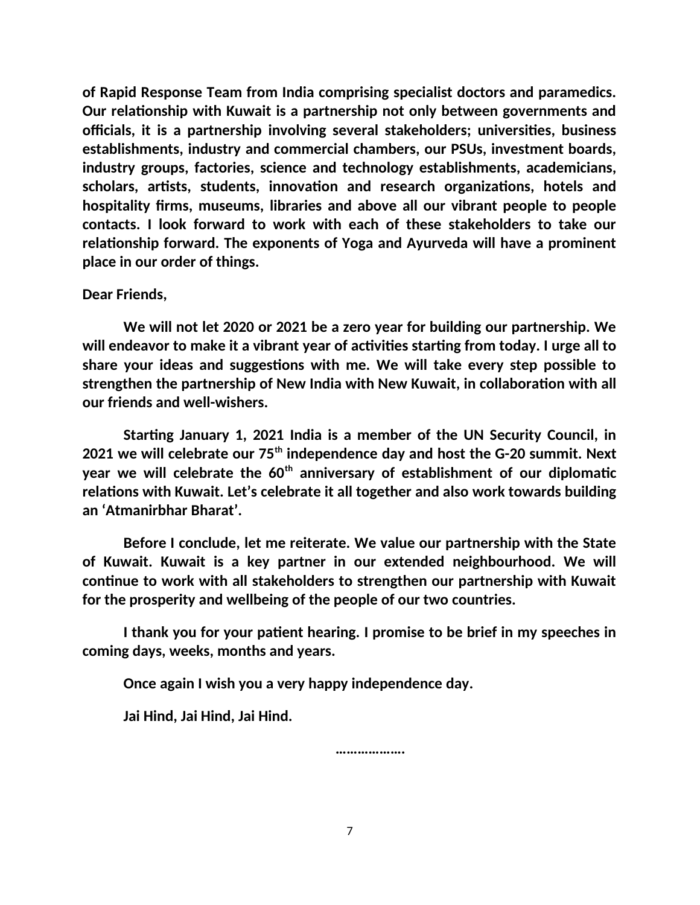**of Rapid Response Team from India comprising specialist doctors and paramedics. Our relationship with Kuwait is a partnership not only between governments and officials, it is a partnership involving several stakeholders; universities, business establishments, industry and commercial chambers, our PSUs, investment boards, industry groups, factories, science and technology establishments, academicians, scholars, artists, students, innovation and research organizations, hotels and hospitality firms, museums, libraries and above all our vibrant people to people contacts. I look forward to work with each of these stakeholders to take our relationship forward. The exponents of Yoga and Ayurveda will have a prominent place in our order of things.**

**Dear Friends,**

**We will not let 2020 or 2021 be a zero year for building our partnership. We will endeavor to make it a vibrant year of activities starting from today. I urge all to share your ideas and suggestions with me. We will take every step possible to strengthen the partnership of New India with New Kuwait, in collaboration with all our friends and well-wishers.**

**Starting January 1, 2021 India is a member of the UN Security Council, in 2021 we will celebrate our 75th independence day and host the G-20 summit. Next year we will celebrate the 60th anniversary of establishment of our diplomatic relations with Kuwait. Let's celebrate it all together and also work towards building an 'Atmanirbhar Bharat'.**

**Before I conclude, let me reiterate. We value our partnership with the State of Kuwait. Kuwait is a key partner in our extended neighbourhood. We will continue to work with all stakeholders to strengthen our partnership with Kuwait for the prosperity and wellbeing of the people of our two countries.**

**I thank you for your patient hearing. I promise to be brief in my speeches in coming days, weeks, months and years.**

**Once again I wish you a very happy independence day.**

**Jai Hind, Jai Hind, Jai Hind.**

**……………….**